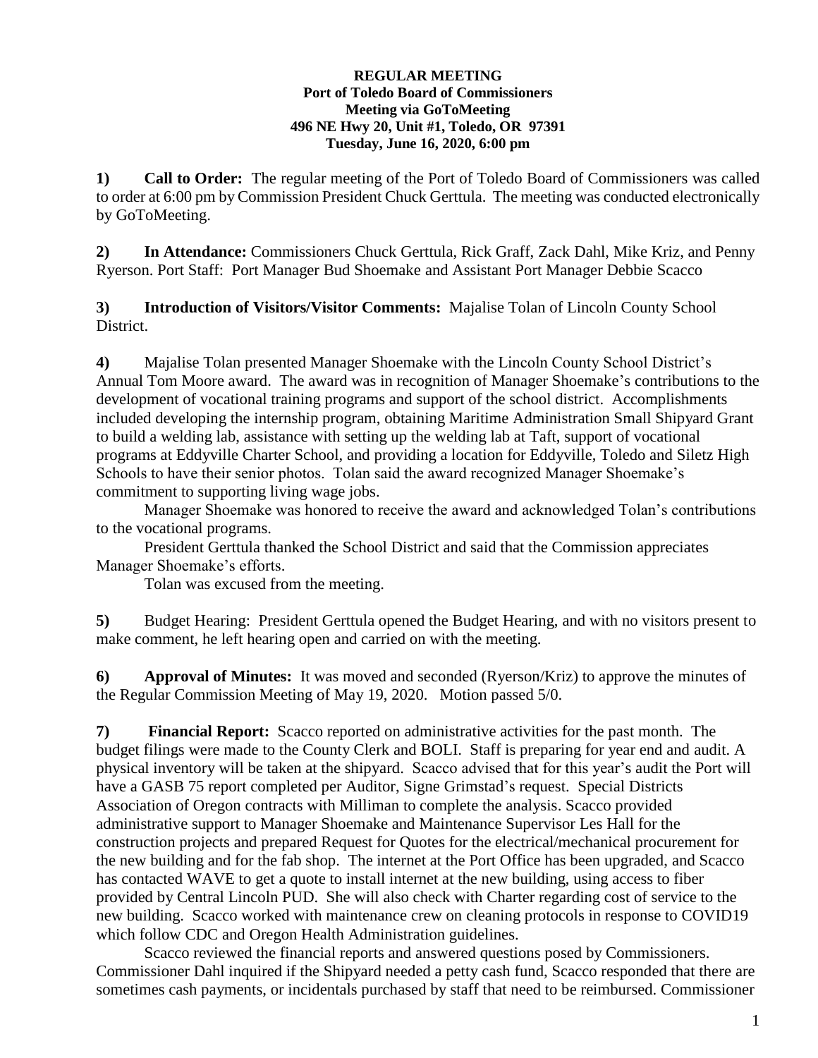**REGULAR MEETING**
**Port of Toledo Board of Commissioners**
**Meeting via GoToMeeting**
**496 NE Hwy 20, Unit #1, Toledo, OR 97391**
**Tuesday, June 16, 2020, 6:00 pm**

**1) Call to Order:** The regular meeting of the Port of Toledo Board of Commissioners was called to order at 6:00 pm by Commission President Chuck Gerttula. The meeting was conducted electronically by GoToMeeting.

**2) In Attendance:** Commissioners Chuck Gerttula, Rick Graff, Zack Dahl, Mike Kriz, and Penny Ryerson. Port Staff: Port Manager Bud Shoemake and Assistant Port Manager Debbie Scacco

**3) Introduction of Visitors/Visitor Comments:** Majalise Tolan of Lincoln County School District.

**4)** Majalise Tolan presented Manager Shoemake with the Lincoln County School District's Annual Tom Moore award. The award was in recognition of Manager Shoemake's contributions to the development of vocational training programs and support of the school district. Accomplishments included developing the internship program, obtaining Maritime Administration Small Shipyard Grant to build a welding lab, assistance with setting up the welding lab at Taft, support of vocational programs at Eddyville Charter School, and providing a location for Eddyville, Toledo and Siletz High Schools to have their senior photos. Tolan said the award recognized Manager Shoemake's commitment to supporting living wage jobs.

Manager Shoemake was honored to receive the award and acknowledged Tolan's contributions to the vocational programs.

President Gerttula thanked the School District and said that the Commission appreciates Manager Shoemake's efforts.

Tolan was excused from the meeting.

**5)** Budget Hearing: President Gerttula opened the Budget Hearing, and with no visitors present to make comment, he left hearing open and carried on with the meeting.

**6) Approval of Minutes:** It was moved and seconded (Ryerson/Kriz) to approve the minutes of the Regular Commission Meeting of May 19, 2020. Motion passed 5/0.

**7) Financial Report:** Scacco reported on administrative activities for the past month. The budget filings were made to the County Clerk and BOLI. Staff is preparing for year end and audit. A physical inventory will be taken at the shipyard. Scacco advised that for this year's audit the Port will have a GASB 75 report completed per Auditor, Signe Grimstad's request. Special Districts Association of Oregon contracts with Milliman to complete the analysis. Scacco provided administrative support to Manager Shoemake and Maintenance Supervisor Les Hall for the construction projects and prepared Request for Quotes for the electrical/mechanical procurement for the new building and for the fab shop. The internet at the Port Office has been upgraded, and Scacco has contacted WAVE to get a quote to install internet at the new building, using access to fiber provided by Central Lincoln PUD. She will also check with Charter regarding cost of service to the new building. Scacco worked with maintenance crew on cleaning protocols in response to COVID19 which follow CDC and Oregon Health Administration guidelines.

Scacco reviewed the financial reports and answered questions posed by Commissioners. Commissioner Dahl inquired if the Shipyard needed a petty cash fund, Scacco responded that there are sometimes cash payments, or incidentals purchased by staff that need to be reimbursed. Commissioner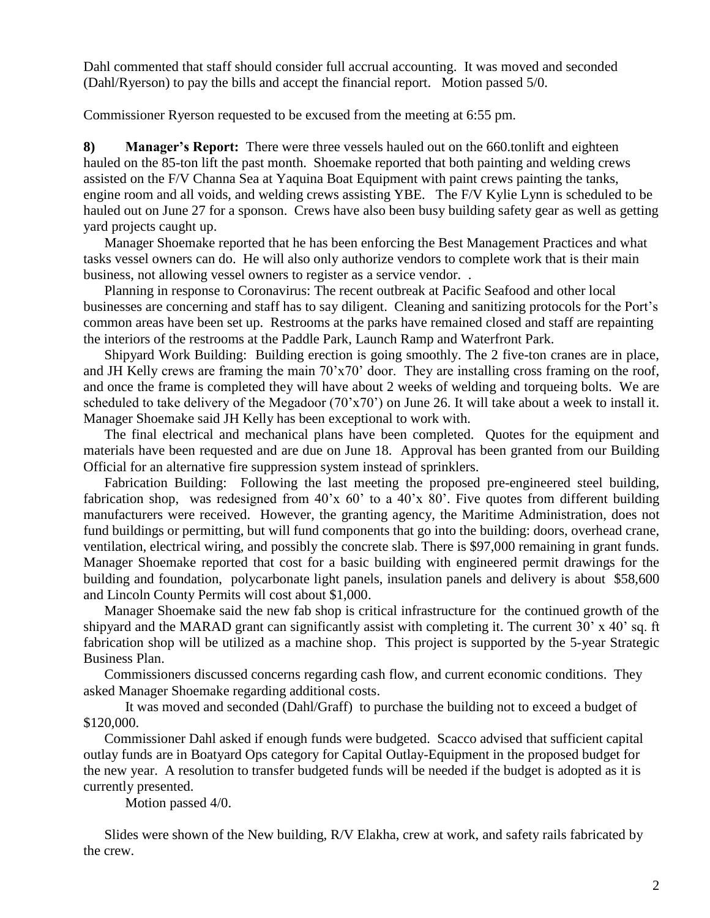Dahl commented that staff should consider full accrual accounting. It was moved and seconded (Dahl/Ryerson) to pay the bills and accept the financial report. Motion passed 5/0.

Commissioner Ryerson requested to be excused from the meeting at 6:55 pm.

**8) Manager's Report:** There were three vessels hauled out on the 660.tonlift and eighteen hauled on the 85-ton lift the past month. Shoemake reported that both painting and welding crews assisted on the F/V Channa Sea at Yaquina Boat Equipment with paint crews painting the tanks, engine room and all voids, and welding crews assisting YBE. The F/V Kylie Lynn is scheduled to be hauled out on June 27 for a sponson. Crews have also been busy building safety gear as well as getting yard projects caught up.

Manager Shoemake reported that he has been enforcing the Best Management Practices and what tasks vessel owners can do. He will also only authorize vendors to complete work that is their main business, not allowing vessel owners to register as a service vendor. .

Planning in response to Coronavirus: The recent outbreak at Pacific Seafood and other local businesses are concerning and staff has to say diligent. Cleaning and sanitizing protocols for the Port's common areas have been set up. Restrooms at the parks have remained closed and staff are repainting the interiors of the restrooms at the Paddle Park, Launch Ramp and Waterfront Park.

Shipyard Work Building: Building erection is going smoothly. The 2 five-ton cranes are in place, and JH Kelly crews are framing the main 70'x70' door. They are installing cross framing on the roof, and once the frame is completed they will have about 2 weeks of welding and torqueing bolts. We are scheduled to take delivery of the Megadoor (70'x70') on June 26. It will take about a week to install it. Manager Shoemake said JH Kelly has been exceptional to work with.

The final electrical and mechanical plans have been completed. Quotes for the equipment and materials have been requested and are due on June 18. Approval has been granted from our Building Official for an alternative fire suppression system instead of sprinklers.

Fabrication Building: Following the last meeting the proposed pre-engineered steel building, fabrication shop, was redesigned from 40'x 60' to a 40'x 80'. Five quotes from different building manufacturers were received. However, the granting agency, the Maritime Administration, does not fund buildings or permitting, but will fund components that go into the building: doors, overhead crane, ventilation, electrical wiring, and possibly the concrete slab. There is $97,000 remaining in grant funds. Manager Shoemake reported that cost for a basic building with engineered permit drawings for the building and foundation, polycarbonate light panels, insulation panels and delivery is about $58,600 and Lincoln County Permits will cost about $1,000.

Manager Shoemake said the new fab shop is critical infrastructure for the continued growth of the shipyard and the MARAD grant can significantly assist with completing it. The current 30' x 40' sq. ft fabrication shop will be utilized as a machine shop. This project is supported by the 5-year Strategic Business Plan.

Commissioners discussed concerns regarding cash flow, and current economic conditions. They asked Manager Shoemake regarding additional costs.

It was moved and seconded (Dahl/Graff) to purchase the building not to exceed a budget of $120,000.

Commissioner Dahl asked if enough funds were budgeted. Scacco advised that sufficient capital outlay funds are in Boatyard Ops category for Capital Outlay-Equipment in the proposed budget for the new year. A resolution to transfer budgeted funds will be needed if the budget is adopted as it is currently presented.

Motion passed 4/0.

Slides were shown of the New building, R/V Elakha, crew at work, and safety rails fabricated by the crew.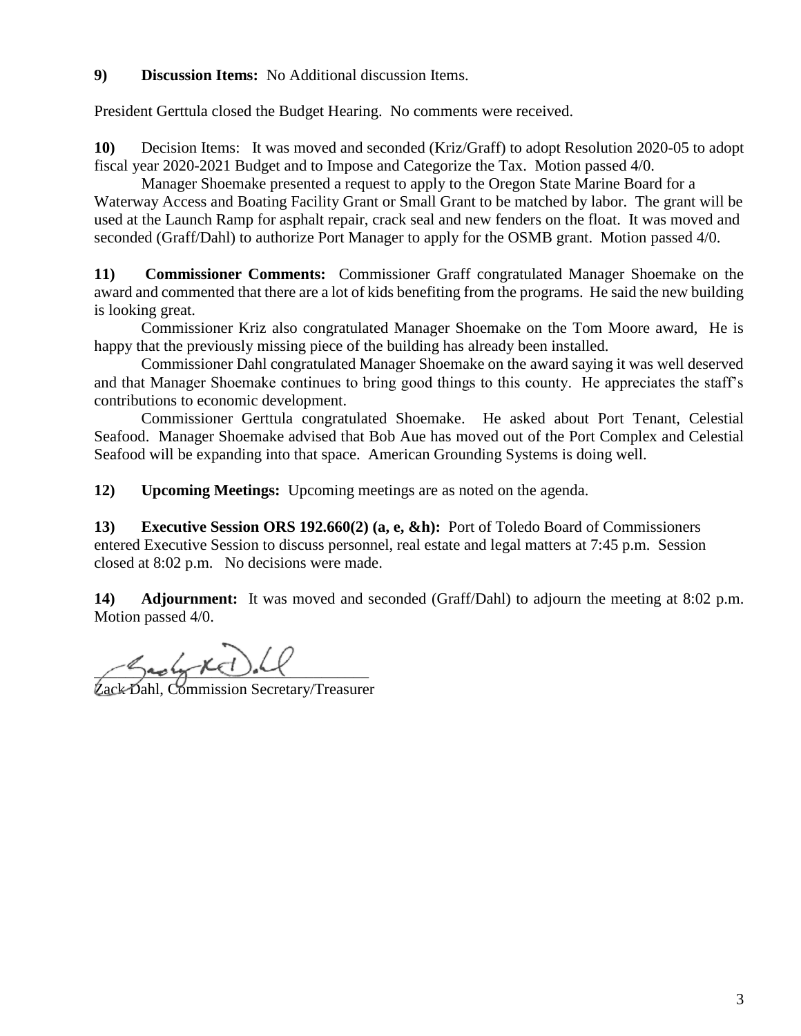**9) Discussion Items:** No Additional discussion Items.

President Gerttula closed the Budget Hearing. No comments were received.

**10)** Decision Items: It was moved and seconded (Kriz/Graff) to adopt Resolution 2020-05 to adopt fiscal year 2020-2021 Budget and to Impose and Categorize the Tax. Motion passed 4/0.

Manager Shoemake presented a request to apply to the Oregon State Marine Board for a Waterway Access and Boating Facility Grant or Small Grant to be matched by labor. The grant will be used at the Launch Ramp for asphalt repair, crack seal and new fenders on the float. It was moved and seconded (Graff/Dahl) to authorize Port Manager to apply for the OSMB grant. Motion passed 4/0.

**11) Commissioner Comments:** Commissioner Graff congratulated Manager Shoemake on the award and commented that there are a lot of kids benefiting from the programs. He said the new building is looking great.

Commissioner Kriz also congratulated Manager Shoemake on the Tom Moore award, He is happy that the previously missing piece of the building has already been installed.

Commissioner Dahl congratulated Manager Shoemake on the award saying it was well deserved and that Manager Shoemake continues to bring good things to this county. He appreciates the staff's contributions to economic development.

Commissioner Gerttula congratulated Shoemake. He asked about Port Tenant, Celestial Seafood. Manager Shoemake advised that Bob Aue has moved out of the Port Complex and Celestial Seafood will be expanding into that space. American Grounding Systems is doing well.

**12) Upcoming Meetings:** Upcoming meetings are as noted on the agenda.

**13) Executive Session ORS 192.660(2) (a, e, &h):** Port of Toledo Board of Commissioners entered Executive Session to discuss personnel, real estate and legal matters at 7:45 p.m. Session closed at 8:02 p.m. No decisions were made.

**14) Adjournment:** It was moved and seconded (Graff/Dahl) to adjourn the meeting at 8:02 p.m. Motion passed 4/0.

\_\_\_\_\_\_\_\_\_\_\_\_\_\_\_\_\_\_\_\_\_\_\_\_\_\_\_\_\_\_\_\_

Zack Dahl, Commission Secretary/Treasurer